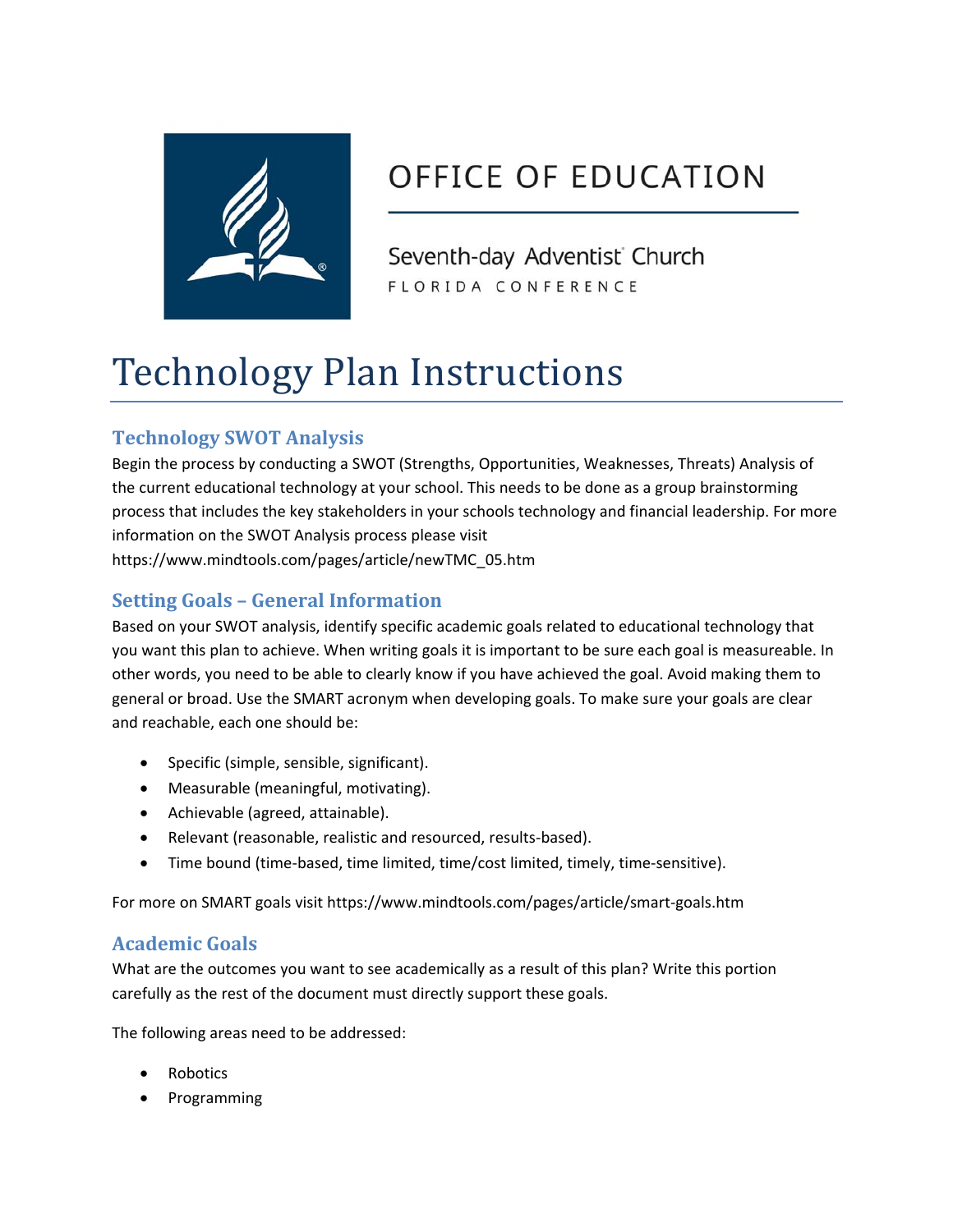OFFICE OF EDUCATION

Seventh-day Adventist Church
FLORIDA CONFERENCE

# Technology Plan Instructions

## Technology SWOT Analysis

Begin the process by conducting a SWOT (Strengths, Opportunities, Weaknesses, Threats) Analysis of the current educational technology at your school. This needs to be done as a group brainstorming process that includes the key stakeholders in your schools technology and financial leadership. For more information on the SWOT Analysis process please visit https://www.mindtools.com/pages/article/newTMC_05.htm

## Setting Goals – General Information

Based on your SWOT analysis, identify specific academic goals related to educational technology that you want this plan to achieve. When writing goals it is important to be sure each goal is measureable. In other words, you need to be able to clearly know if you have achieved the goal. Avoid making them to general or broad. Use the SMART acronym when developing goals. To make sure your goals are clear and reachable, each one should be:

- Specific (simple, sensible, significant).
- Measurable (meaningful, motivating).
- Achievable (agreed, attainable).
- Relevant (reasonable, realistic and resourced, results-based).
- Time bound (time-based, time limited, time/cost limited, timely, time-sensitive).

For more on SMART goals visit https://www.mindtools.com/pages/article/smart-goals.htm

## Academic Goals

What are the outcomes you want to see academically as a result of this plan? Write this portion carefully as the rest of the document must directly support these goals.

The following areas need to be addressed:

- Robotics
- Programming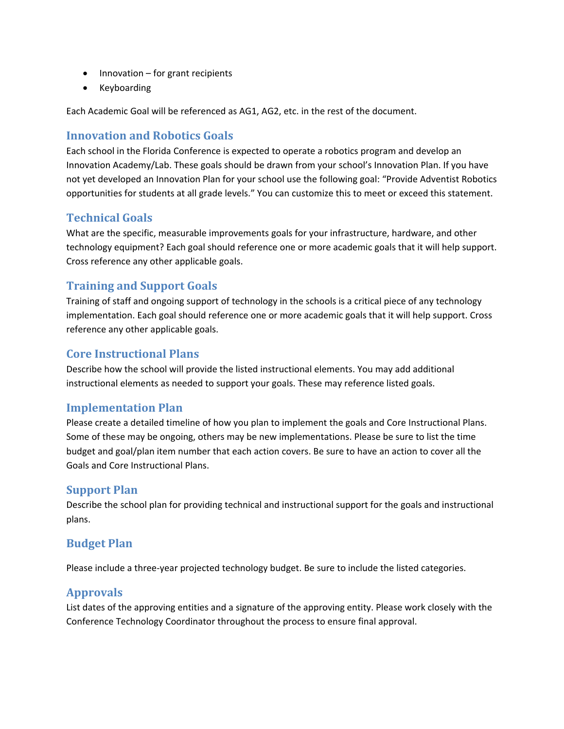- Innovation – for grant recipients
- Keyboarding

Each Academic Goal will be referenced as AG1, AG2, etc. in the rest of the document.

## Innovation and Robotics Goals

Each school in the Florida Conference is expected to operate a robotics program and develop an Innovation Academy/Lab. These goals should be drawn from your school's Innovation Plan. If you have not yet developed an Innovation Plan for your school use the following goal: "Provide Adventist Robotics opportunities for students at all grade levels." You can customize this to meet or exceed this statement.

## Technical Goals

What are the specific, measurable improvements goals for your infrastructure, hardware, and other technology equipment? Each goal should reference one or more academic goals that it will help support. Cross reference any other applicable goals.

## Training and Support Goals

Training of staff and ongoing support of technology in the schools is a critical piece of any technology implementation. Each goal should reference one or more academic goals that it will help support. Cross reference any other applicable goals.

## Core Instructional Plans

Describe how the school will provide the listed instructional elements. You may add additional instructional elements as needed to support your goals. These may reference listed goals.

## Implementation Plan

Please create a detailed timeline of how you plan to implement the goals and Core Instructional Plans. Some of these may be ongoing, others may be new implementations. Please be sure to list the time budget and goal/plan item number that each action covers. Be sure to have an action to cover all the Goals and Core Instructional Plans.

## Support Plan

Describe the school plan for providing technical and instructional support for the goals and instructional plans.

## Budget Plan

Please include a three-year projected technology budget. Be sure to include the listed categories.

## Approvals

List dates of the approving entities and a signature of the approving entity. Please work closely with the Conference Technology Coordinator throughout the process to ensure final approval.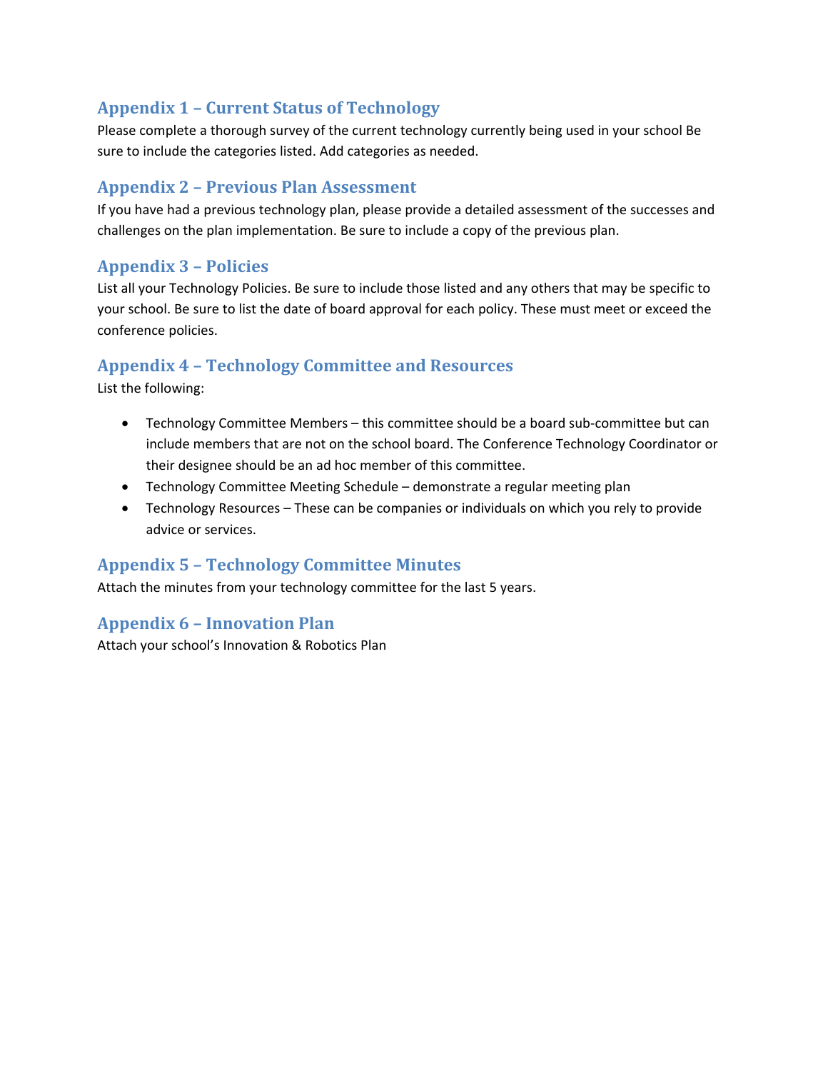## Appendix 1 – Current Status of Technology

Please complete a thorough survey of the current technology currently being used in your school Be sure to include the categories listed. Add categories as needed.

## Appendix 2 – Previous Plan Assessment

If you have had a previous technology plan, please provide a detailed assessment of the successes and challenges on the plan implementation. Be sure to include a copy of the previous plan.

## Appendix 3 – Policies

List all your Technology Policies. Be sure to include those listed and any others that may be specific to your school. Be sure to list the date of board approval for each policy. These must meet or exceed the conference policies.

## Appendix 4 – Technology Committee and Resources

List the following:

- Technology Committee Members – this committee should be a board sub-committee but can include members that are not on the school board. The Conference Technology Coordinator or their designee should be an ad hoc member of this committee.
- Technology Committee Meeting Schedule – demonstrate a regular meeting plan
- Technology Resources – These can be companies or individuals on which you rely to provide advice or services.

## Appendix 5 – Technology Committee Minutes

Attach the minutes from your technology committee for the last 5 years.

## Appendix 6 – Innovation Plan

Attach your school's Innovation & Robotics Plan